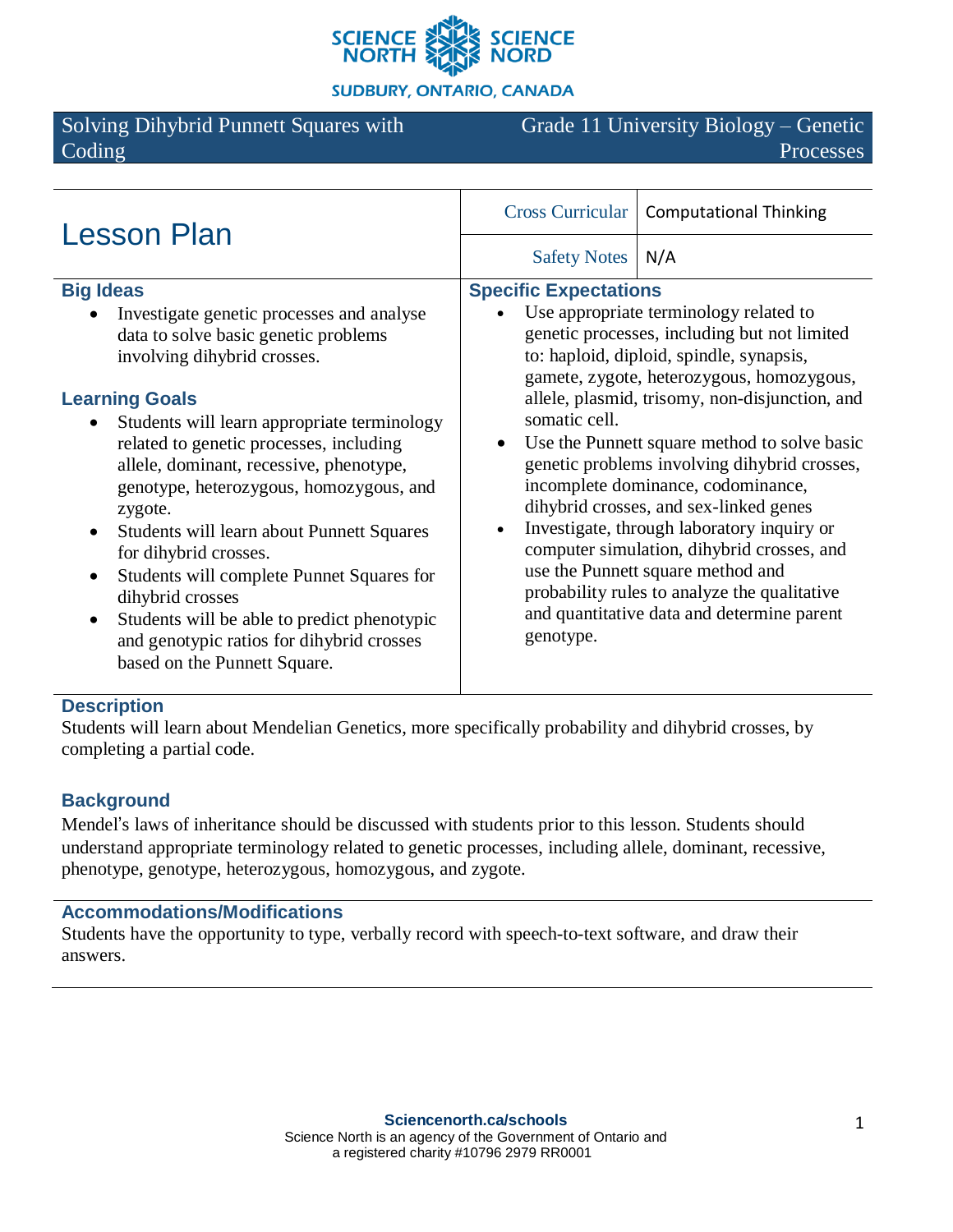Solving Dihybrid Punnett Squares with Coding | Grade 11 University Biology – Genetic Processes

# Lesson Plan

| Cross Curricular | Computational Thinking |
|---|---|
| Safety Notes | N/A |

## Big Ideas

- Investigate genetic processes and analyse data to solve basic genetic problems involving dihybrid crosses.

## Learning Goals

- Students will learn appropriate terminology related to genetic processes, including allele, dominant, recessive, phenotype, genotype, heterozygous, homozygous, and zygote.
- Students will learn about Punnett Squares for dihybrid crosses.
- Students will complete Punnet Squares for dihybrid crosses
- Students will be able to predict phenotypic and genotypic ratios for dihybrid crosses based on the Punnett Square.

## Specific Expectations

- Use appropriate terminology related to genetic processes, including but not limited to: haploid, diploid, spindle, synapsis, gamete, zygote, heterozygous, homozygous, allele, plasmid, trisomy, non-disjunction, and somatic cell.
- Use the Punnett square method to solve basic genetic problems involving dihybrid crosses, incomplete dominance, codominance, dihybrid crosses, and sex-linked genes
- Investigate, through laboratory inquiry or computer simulation, dihybrid crosses, and use the Punnett square method and probability rules to analyze the qualitative and quantitative data and determine parent genotype.

## Description

Students will learn about Mendelian Genetics, more specifically probability and dihybrid crosses, by completing a partial code.

## Background

Mendel's laws of inheritance should be discussed with students prior to this lesson. Students should understand appropriate terminology related to genetic processes, including allele, dominant, recessive, phenotype, genotype, heterozygous, homozygous, and zygote.

## Accommodations/Modifications

Students have the opportunity to type, verbally record with speech-to-text software, and draw their answers.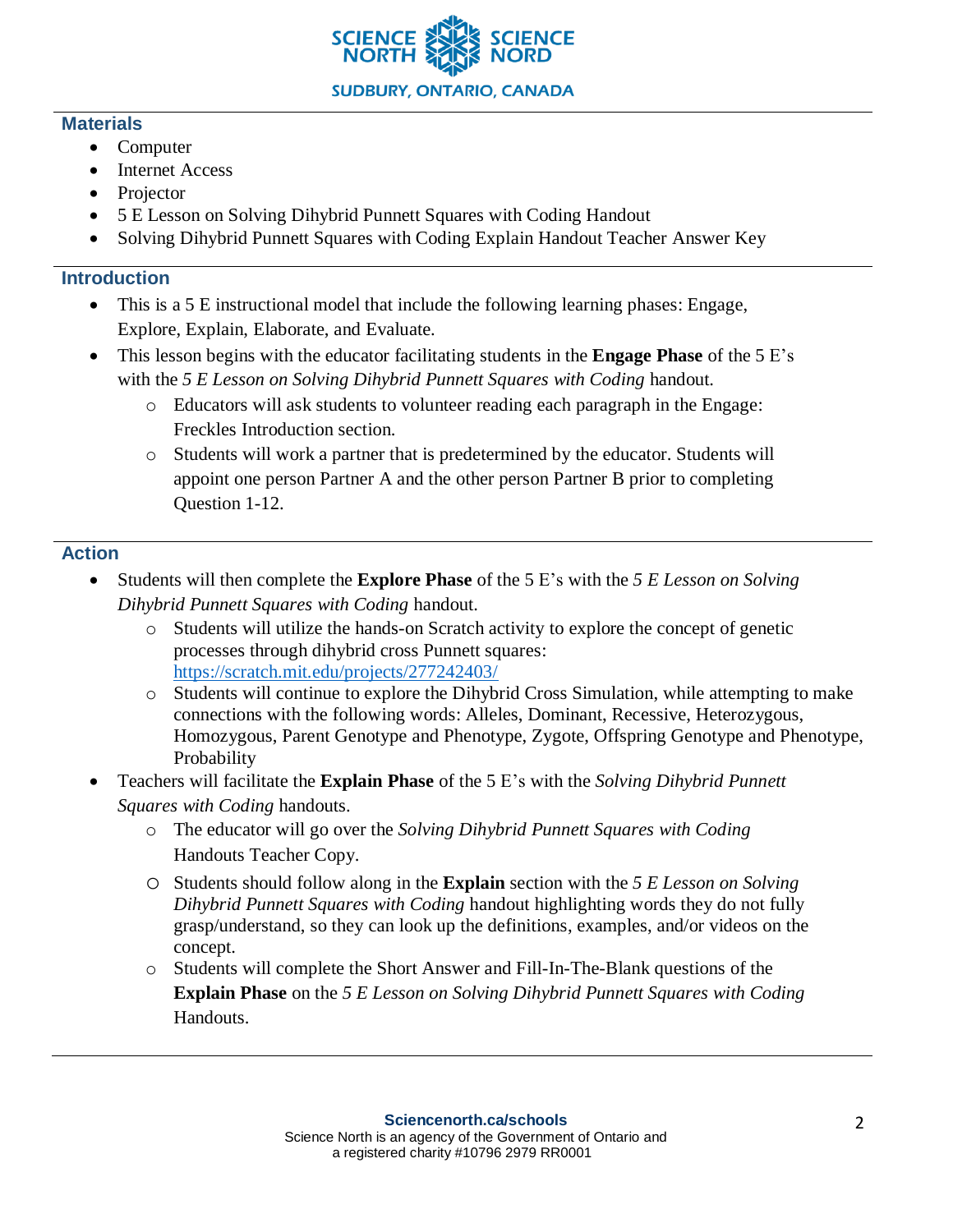## Materials

- Computer
- Internet Access
- Projector
- 5 E Lesson on Solving Dihybrid Punnett Squares with Coding Handout
- Solving Dihybrid Punnett Squares with Coding Explain Handout Teacher Answer Key

## Introduction

- This is a 5 E instructional model that include the following learning phases: Engage, Explore, Explain, Elaborate, and Evaluate.
- This lesson begins with the educator facilitating students in the **Engage Phase** of the 5 E's with the *5 E Lesson on Solving Dihybrid Punnett Squares with Coding* handout.
  - Educators will ask students to volunteer reading each paragraph in the Engage: Freckles Introduction section.
  - Students will work a partner that is predetermined by the educator. Students will appoint one person Partner A and the other person Partner B prior to completing Question 1-12.

## Action

- Students will then complete the **Explore Phase** of the 5 E's with the *5 E Lesson on Solving Dihybrid Punnett Squares with Coding* handout.
  - Students will utilize the hands-on Scratch activity to explore the concept of genetic processes through dihybrid cross Punnett squares: https://scratch.mit.edu/projects/277242403/
  - Students will continue to explore the Dihybrid Cross Simulation, while attempting to make connections with the following words: Alleles, Dominant, Recessive, Heterozygous, Homozygous, Parent Genotype and Phenotype, Zygote, Offspring Genotype and Phenotype, Probability
- Teachers will facilitate the **Explain Phase** of the 5 E's with the *Solving Dihybrid Punnett Squares with Coding* handouts.
  - The educator will go over the *Solving Dihybrid Punnett Squares with Coding* Handouts Teacher Copy.
  - Students should follow along in the **Explain** section with the *5 E Lesson on Solving Dihybrid Punnett Squares with Coding* handout highlighting words they do not fully grasp/understand, so they can look up the definitions, examples, and/or videos on the concept.
  - Students will complete the Short Answer and Fill-In-The-Blank questions of the **Explain Phase** on the *5 E Lesson on Solving Dihybrid Punnett Squares with Coding* Handouts.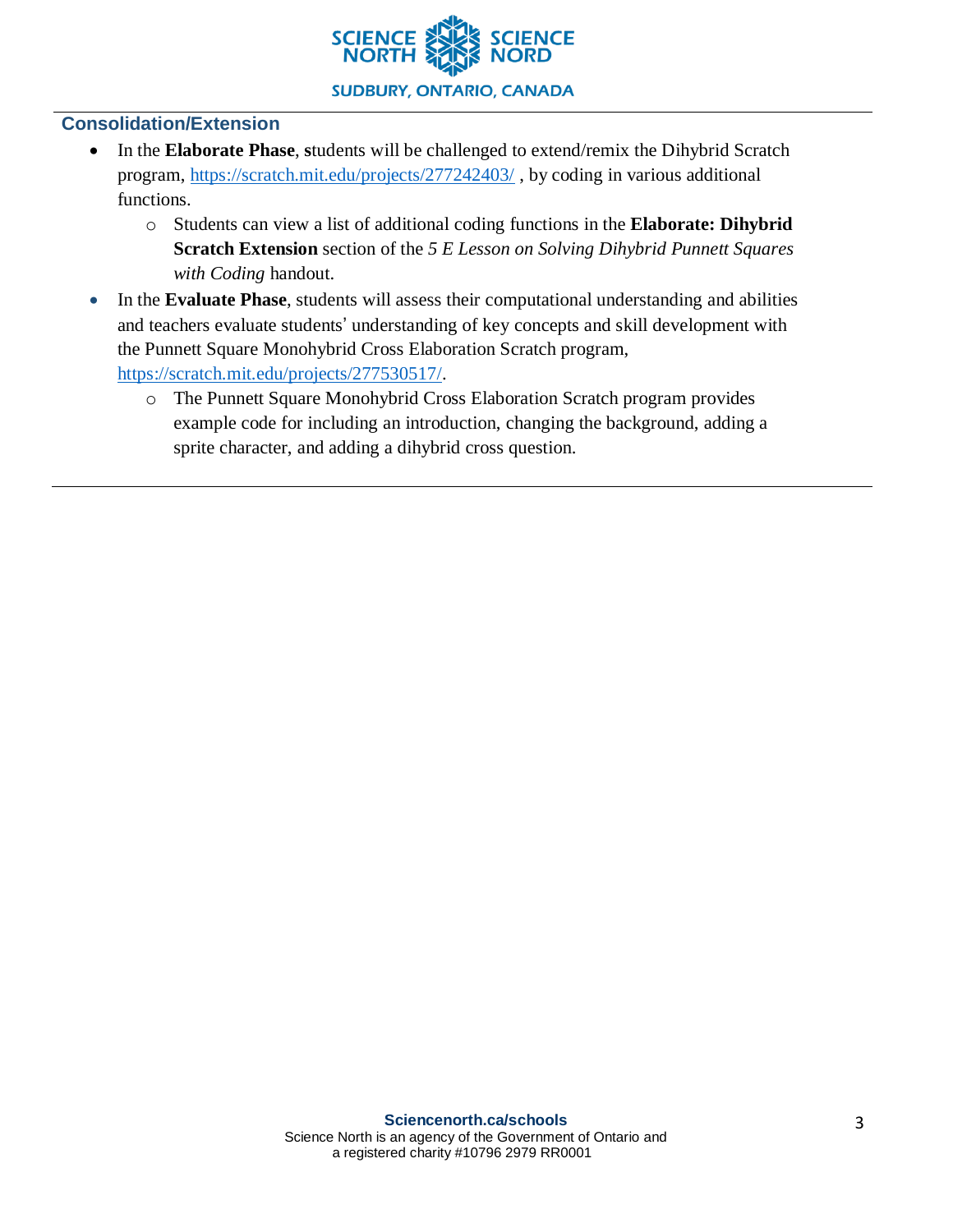### Consolidation/Extension

- In the **Elaborate Phase**, **s**tudents will be challenged to extend/remix the Dihybrid Scratch program, https://scratch.mit.edu/projects/277242403/ , by coding in various additional functions.
  - Students can view a list of additional coding functions in the **Elaborate: Dihybrid Scratch Extension** section of the *5 E Lesson on Solving Dihybrid Punnett Squares with Coding* handout.
- In the **Evaluate Phase**, students will assess their computational understanding and abilities and teachers evaluate students' understanding of key concepts and skill development with the Punnett Square Monohybrid Cross Elaboration Scratch program, https://scratch.mit.edu/projects/277530517/.
  - The Punnett Square Monohybrid Cross Elaboration Scratch program provides example code for including an introduction, changing the background, adding a sprite character, and adding a dihybrid cross question.